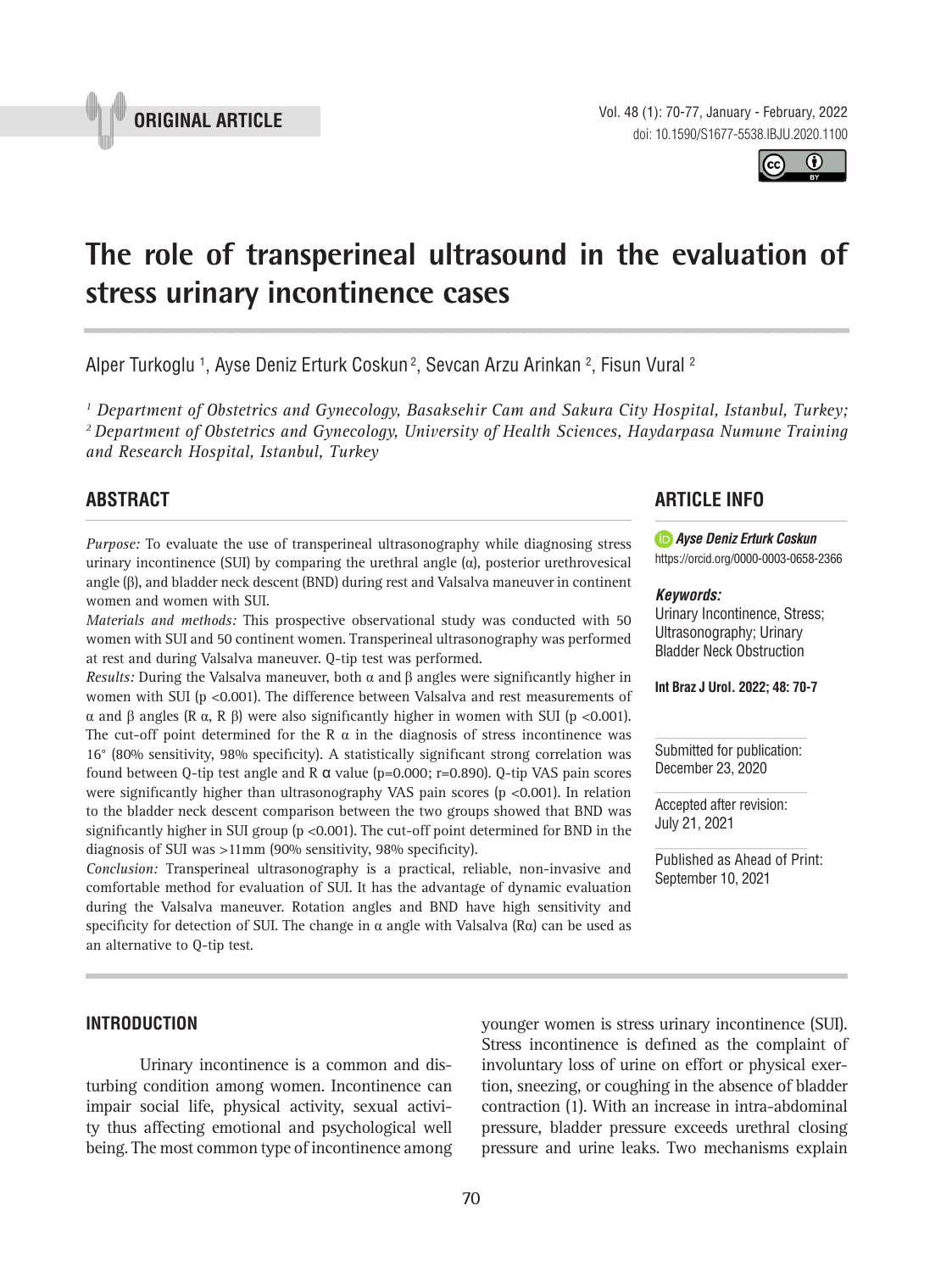ORIGINAL ARTICLE

doi: 10.1590/S1677-5538.IBJU.2020.1100

# The role of transperineal ultrasound in the evaluation of stress urinary incontinence cases

Alper Turkoglu [1], Ayse Deniz Erturk Coskun [2], Sevcan Arzu Arinkan [2], Fisun Vural [2]

*[1] Department of Obstetrics and Gynecology, Basaksehir Cam and Sakura City Hospital, Istanbul, Turkey; [2] Department of Obstetrics and Gynecology, University of Health Sciences, Haydarpasa Numune Training and Research Hospital, Istanbul, Turkey*

## ABSTRACT

*Purpose:* To evaluate the use of transperineal ultrasonography while diagnosing stress urinary incontinence (SUI) by comparing the urethral angle (α), posterior urethrovesical angle (β), and bladder neck descent (BND) during rest and Valsalva maneuver in continent women and women with SUI.

*Materials and methods:* This prospective observational study was conducted with 50 women with SUI and 50 continent women. Transperineal ultrasonography was performed at rest and during Valsalva maneuver. Q-tip test was performed.

*Results:* During the Valsalva maneuver, both α and β angles were significantly higher in women with SUI (p <0.001). The difference between Valsalva and rest measurements of α and β angles (R α, R β) were also significantly higher in women with SUI (p <0.001). The cut-off point determined for the R α in the diagnosis of stress incontinence was 16° (80% sensitivity, 98% specificity). A statistically significant strong correlation was found between Q-tip test angle and R α value (p=0.000; r=0.890). Q-tip VAS pain scores were significantly higher than ultrasonography VAS pain scores (p <0.001). In relation to the bladder neck descent comparison between the two groups showed that BND was significantly higher in SUI group (p <0.001). The cut-off point determined for BND in the diagnosis of SUI was >11mm (90% sensitivity, 98% specificity).

*Conclusion:* Transperineal ultrasonography is a practical, reliable, non-invasive and comfortable method for evaluation of SUI. It has the advantage of dynamic evaluation during the Valsalva maneuver. Rotation angles and BND have high sensitivity and specificity for detection of SUI. The change in α angle with Valsalva (Rα) can be used as an alternative to Q-tip test.

## ARTICLE INFO

***Ayse Deniz Erturk Coskun***
https://orcid.org/0000-0003-0658-2366

***Keywords:***
Urinary Incontinence, Stress; Ultrasonography; Urinary Bladder Neck Obstruction

**Int Braz J Urol. 2022; 48: 70-7**

Submitted for publication: December 23, 2020

Accepted after revision: July 21, 2021

Published as Ahead of Print: September 10, 2021

## INTRODUCTION

Urinary incontinence is a common and disturbing condition among women. Incontinence can impair social life, physical activity, sexual activity thus affecting emotional and psychological well being. The most common type of incontinence among younger women is stress urinary incontinence (SUI). Stress incontinence is defined as the complaint of involuntary loss of urine on effort or physical exertion, sneezing, or coughing in the absence of bladder contraction (1). With an increase in intra-abdominal pressure, bladder pressure exceeds urethral closing pressure and urine leaks. Two mechanisms explain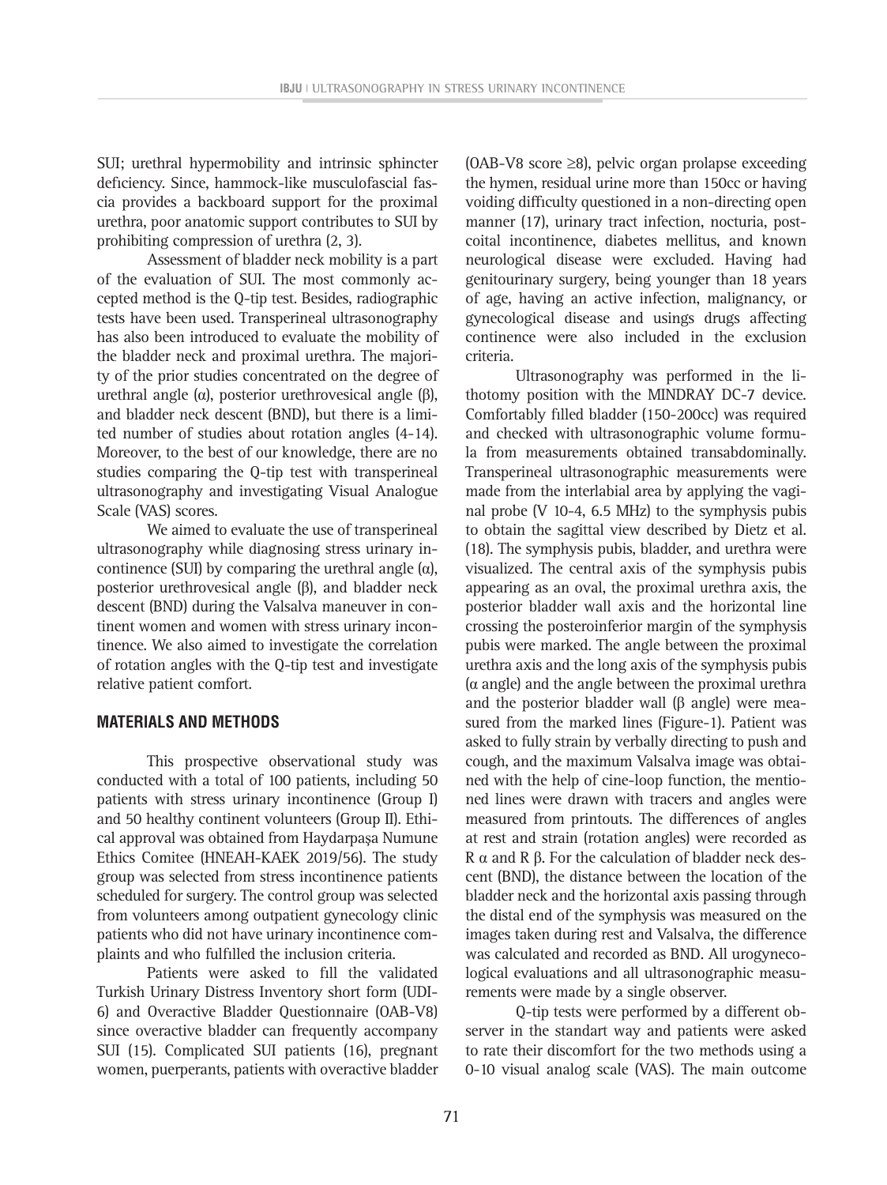SUI; urethral hypermobility and intrinsic sphincter deficiency. Since, hammock-like musculofascial fascia provides a backboard support for the proximal urethra, poor anatomic support contributes to SUI by prohibiting compression of urethra (2, 3).

Assessment of bladder neck mobility is a part of the evaluation of SUI. The most commonly accepted method is the Q-tip test. Besides, radiographic tests have been used. Transperineal ultrasonography has also been introduced to evaluate the mobility of the bladder neck and proximal urethra. The majority of the prior studies concentrated on the degree of urethral angle (α), posterior urethrovesical angle (β), and bladder neck descent (BND), but there is a limited number of studies about rotation angles (4-14). Moreover, to the best of our knowledge, there are no studies comparing the Q-tip test with transperineal ultrasonography and investigating Visual Analogue Scale (VAS) scores.

We aimed to evaluate the use of transperineal ultrasonography while diagnosing stress urinary incontinence (SUI) by comparing the urethral angle (α), posterior urethrovesical angle (β), and bladder neck descent (BND) during the Valsalva maneuver in continent women and women with stress urinary incontinence. We also aimed to investigate the correlation of rotation angles with the Q-tip test and investigate relative patient comfort.

## MATERIALS AND METHODS

This prospective observational study was conducted with a total of 100 patients, including 50 patients with stress urinary incontinence (Group I) and 50 healthy continent volunteers (Group II). Ethical approval was obtained from Haydarpaşa Numune Ethics Comitee (HNEAH-KAEK 2019/56). The study group was selected from stress incontinence patients scheduled for surgery. The control group was selected from volunteers among outpatient gynecology clinic patients who did not have urinary incontinence complaints and who fulfilled the inclusion criteria.

Patients were asked to fill the validated Turkish Urinary Distress Inventory short form (UDI-6) and Overactive Bladder Questionnaire (OAB-V8) since overactive bladder can frequently accompany SUI (15). Complicated SUI patients (16), pregnant women, puerperants, patients with overactive bladder (OAB-V8 score ≥8), pelvic organ prolapse exceeding the hymen, residual urine more than 150cc or having voiding difficulty questioned in a non-directing open manner (17), urinary tract infection, nocturia, postcoital incontinence, diabetes mellitus, and known neurological disease were excluded. Having had genitourinary surgery, being younger than 18 years of age, having an active infection, malignancy, or gynecological disease and usings drugs affecting continence were also included in the exclusion criteria.

Ultrasonography was performed in the lithotomy position with the MINDRAY DC-7 device. Comfortably filled bladder (150-200cc) was required and checked with ultrasonographic volume formula from measurements obtained transabdominally. Transperineal ultrasonographic measurements were made from the interlabial area by applying the vaginal probe (V 10-4, 6.5 MHz) to the symphysis pubis to obtain the sagittal view described by Dietz et al. (18). The symphysis pubis, bladder, and urethra were visualized. The central axis of the symphysis pubis appearing as an oval, the proximal urethra axis, the posterior bladder wall axis and the horizontal line crossing the posteroinferior margin of the symphysis pubis were marked. The angle between the proximal urethra axis and the long axis of the symphysis pubis (α angle) and the angle between the proximal urethra and the posterior bladder wall (β angle) were measured from the marked lines (Figure-1). Patient was asked to fully strain by verbally directing to push and cough, and the maximum Valsalva image was obtained with the help of cine-loop function, the mentioned lines were drawn with tracers and angles were measured from printouts. The differences of angles at rest and strain (rotation angles) were recorded as R α and R β. For the calculation of bladder neck descent (BND), the distance between the location of the bladder neck and the horizontal axis passing through the distal end of the symphysis was measured on the images taken during rest and Valsalva, the difference was calculated and recorded as BND. All urogynecological evaluations and all ultrasonographic measurements were made by a single observer.

Q-tip tests were performed by a different observer in the standart way and patients were asked to rate their discomfort for the two methods using a 0-10 visual analog scale (VAS). The main outcome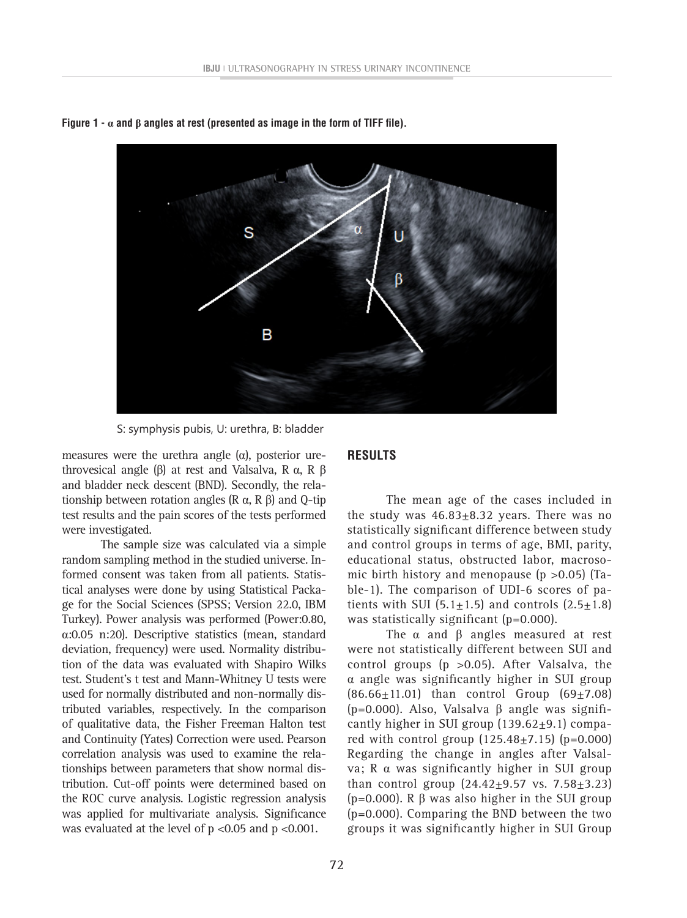**Figure 1 - α and β angles at rest (presented as image in the form of TIFF file).**

S: symphysis pubis, U: urethra, B: bladder

measures were the urethra angle (α), posterior urethrovesical angle (β) at rest and Valsalva, R α, R β and bladder neck descent (BND). Secondly, the relationship between rotation angles (R α, R β) and Q-tip test results and the pain scores of the tests performed were investigated.

The sample size was calculated via a simple random sampling method in the studied universe. Informed consent was taken from all patients. Statistical analyses were done by using Statistical Package for the Social Sciences (SPSS; Version 22.0, IBM Turkey). Power analysis was performed (Power:0.80, α:0.05 n:20). Descriptive statistics (mean, standard deviation, frequency) were used. Normality distribution of the data was evaluated with Shapiro Wilks test. Student's t test and Mann-Whitney U tests were used for normally distributed and non-normally distributed variables, respectively. In the comparison of qualitative data, the Fisher Freeman Halton test and Continuity (Yates) Correction were used. Pearson correlation analysis was used to examine the relationships between parameters that show normal distribution. Cut-off points were determined based on the ROC curve analysis. Logistic regression analysis was applied for multivariate analysis. Significance was evaluated at the level of $p < 0.05$ and $p < 0.001$.

## RESULTS

The mean age of the cases included in the study was 46.83±8.32 years. There was no statistically significant difference between study and control groups in terms of age, BMI, parity, educational status, obstructed labor, macrosomic birth history and menopause ($p > 0.05$) (Table-1). The comparison of UDI-6 scores of patients with SUI (5.1±1.5) and controls (2.5±1.8) was statistically significant (p=0.000).

The α and β angles measured at rest were not statistically different between SUI and control groups ($p > 0.05$). After Valsalva, the α angle was significantly higher in SUI group (86.66±11.01) than control Group (69±7.08) (p=0.000). Also, Valsalva β angle was significantly higher in SUI group (139.62±9.1) compared with control group (125.48±7.15) (p=0.000) Regarding the change in angles after Valsalva; R α was significantly higher in SUI group than control group (24.42±9.57 vs. 7.58±3.23) (p=0.000). R β was also higher in the SUI group (p=0.000). Comparing the BND between the two groups it was significantly higher in SUI Group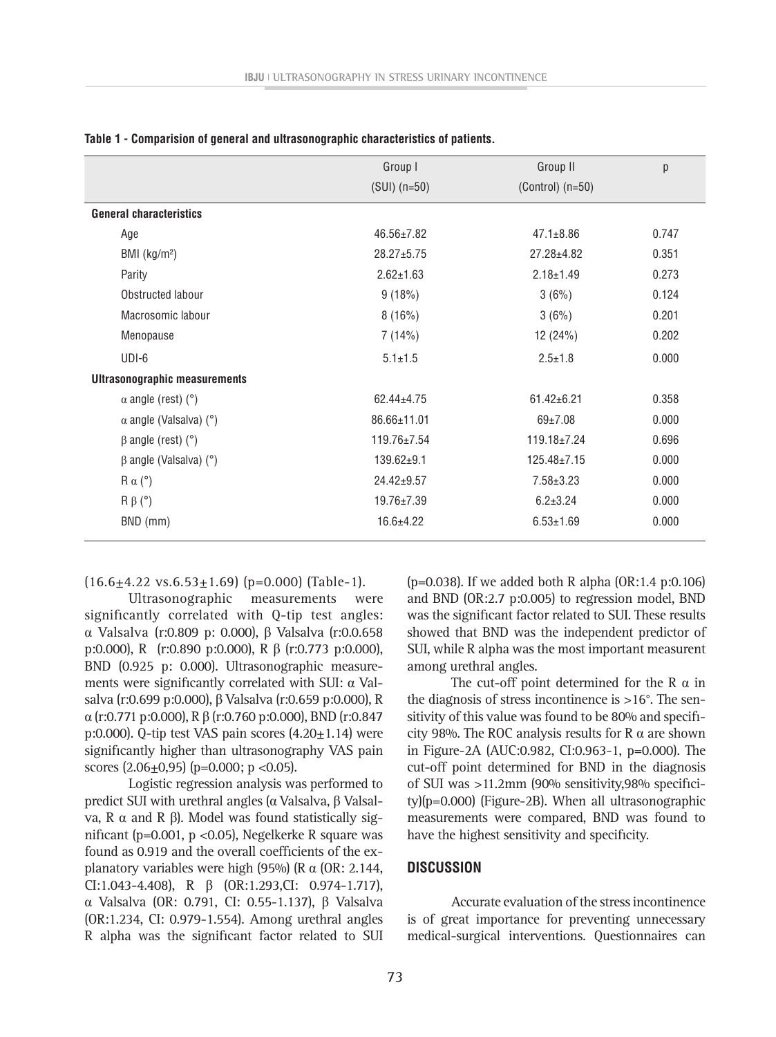**Table 1 - Comparision of general and ultrasonographic characteristics of patients.**

| | Group I (SUI) (n=50) | Group II (Control) (n=50) | p |
|---|---|---|---|
| **General characteristics** | | | |
| Age | 46.56±7.82 | 47.1±8.86 | 0.747 |
| BMI (kg/m²) | 28.27±5.75 | 27.28±4.82 | 0.351 |
| Parity | 2.62±1.63 | 2.18±1.49 | 0.273 |
| Obstructed labour | 9 (18%) | 3 (6%) | 0.124 |
| Macrosomic labour | 8 (16%) | 3 (6%) | 0.201 |
| Menopause | 7 (14%) | 12 (24%) | 0.202 |
| UDI-6 | 5.1±1.5 | 2.5±1.8 | 0.000 |
| **Ultrasonographic measurements** | | | |
| α angle (rest) (°) | 62.44±4.75 | 61.42±6.21 | 0.358 |
| α angle (Valsalva) (°) | 86.66±11.01 | 69±7.08 | 0.000 |
| β angle (rest) (°) | 119.76±7.54 | 119.18±7.24 | 0.696 |
| β angle (Valsalva) (°) | 139.62±9.1 | 125.48±7.15 | 0.000 |
| R α (°) | 24.42±9.57 | 7.58±3.23 | 0.000 |
| R β (°) | 19.76±7.39 | 6.2±3.24 | 0.000 |
| BND (mm) | 16.6±4.22 | 6.53±1.69 | 0.000 |

(16.6±4.22 vs.6.53±1.69) (p=0.000) (Table-1).

Ultrasonographic measurements were significantly correlated with Q-tip test angles: α Valsalva (r:0.809 p: 0.000), β Valsalva (r:0.0.658 p:0.000), R (r:0.890 p:0.000), R β (r:0.773 p:0.000), BND (0.925 p: 0.000). Ultrasonographic measurements were significantly correlated with SUI: α Valsalva (r:0.699 p:0.000), β Valsalva (r:0.659 p:0.000), R α (r:0.771 p:0.000), R β (r:0.760 p:0.000), BND (r:0.847 p:0.000). Q-tip test VAS pain scores (4.20±1.14) were significantly higher than ultrasonography VAS pain scores (2.06±0,95) (p=0.000; p <0.05).

Logistic regression analysis was performed to predict SUI with urethral angles (α Valsalva, β Valsalva, R α and R β). Model was found statistically significant (p=0.001, p <0.05), Negelkerke R square was found as 0.919 and the overall coefficients of the explanatory variables were high (95%) (R α (OR: 2.144, CI:1.043-4.408), R β (OR:1.293,CI: 0.974-1.717), α Valsalva (OR: 0.791, CI: 0.55-1.137), β Valsalva (OR:1.234, CI: 0.979-1.554). Among urethral angles R alpha was the significant factor related to SUI (p=0.038). If we added both R alpha (OR:1.4 p:0.106) and BND (OR:2.7 p:0.005) to regression model, BND was the significant factor related to SUI. These results showed that BND was the independent predictor of SUI, while R alpha was the most important measurent among urethral angles.

The cut-off point determined for the R α in the diagnosis of stress incontinence is >16°. The sensitivity of this value was found to be 80% and specificity 98%. The ROC analysis results for R α are shown in Figure-2A (AUC:0.982, CI:0.963-1, p=0.000). The cut-off point determined for BND in the diagnosis of SUI was >11.2mm (90% sensitivity,98% specificity)(p=0.000) (Figure-2B). When all ultrasonographic measurements were compared, BND was found to have the highest sensitivity and specificity.

## DISCUSSION

Accurate evaluation of the stress incontinence is of great importance for preventing unnecessary medical-surgical interventions. Questionnaires can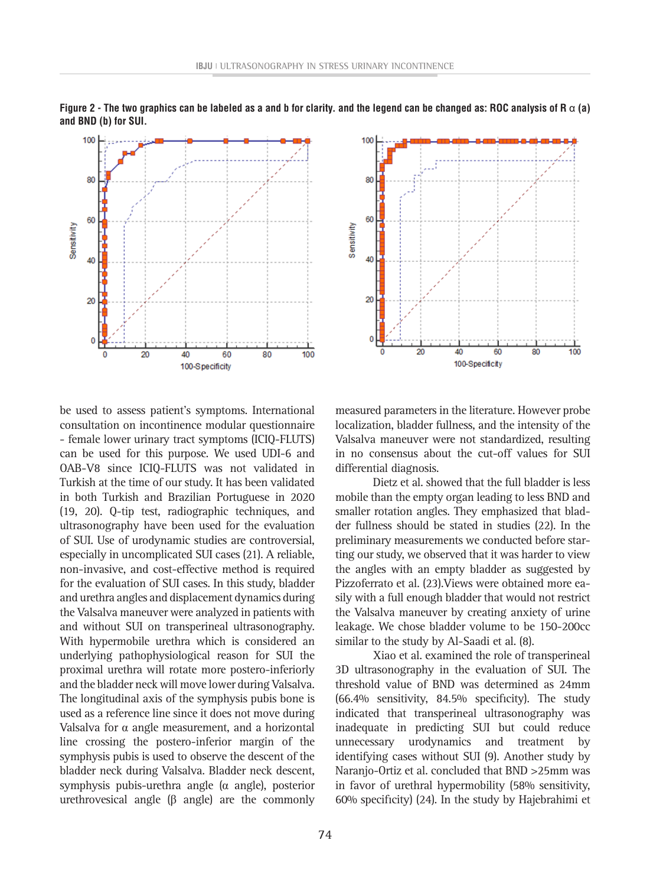**Figure 2 - The two graphics can be labeled as a and b for clarity. and the legend can be changed as: ROC analysis of R α (a) and BND (b) for SUI.**

be used to assess patient's symptoms. International consultation on incontinence modular questionnaire - female lower urinary tract symptoms (ICIQ-FLUTS) can be used for this purpose. We used UDI-6 and OAB-V8 since ICIQ-FLUTS was not validated in Turkish at the time of our study. It has been validated in both Turkish and Brazilian Portuguese in 2020 (19, 20). Q-tip test, radiographic techniques, and ultrasonography have been used for the evaluation of SUI. Use of urodynamic studies are controversial, especially in uncomplicated SUI cases (21). A reliable, non-invasive, and cost-effective method is required for the evaluation of SUI cases. In this study, bladder and urethra angles and displacement dynamics during the Valsalva maneuver were analyzed in patients with and without SUI on transperineal ultrasonography. With hypermobile urethra which is considered an underlying pathophysiological reason for SUI the proximal urethra will rotate more postero-inferiorly and the bladder neck will move lower during Valsalva. The longitudinal axis of the symphysis pubis bone is used as a reference line since it does not move during Valsalva for α angle measurement, and a horizontal line crossing the postero-inferior margin of the symphysis pubis is used to observe the descent of the bladder neck during Valsalva. Bladder neck descent, symphysis pubis-urethra angle (α angle), posterior urethrovesical angle (β angle) are the commonly measured parameters in the literature. However probe localization, bladder fullness, and the intensity of the Valsalva maneuver were not standardized, resulting in no consensus about the cut-off values for SUI differential diagnosis.

Dietz et al. showed that the full bladder is less mobile than the empty organ leading to less BND and smaller rotation angles. They emphasized that bladder fullness should be stated in studies (22). In the preliminary measurements we conducted before starting our study, we observed that it was harder to view the angles with an empty bladder as suggested by Pizzoferrato et al. (23).Views were obtained more easily with a full enough bladder that would not restrict the Valsalva maneuver by creating anxiety of urine leakage. We chose bladder volume to be 150-200cc similar to the study by Al-Saadi et al. (8).

Xiao et al. examined the role of transperineal 3D ultrasonography in the evaluation of SUI. The threshold value of BND was determined as 24mm (66.4% sensitivity, 84.5% specificity). The study indicated that transperineal ultrasonography was inadequate in predicting SUI but could reduce unnecessary urodynamics and treatment by identifying cases without SUI (9). Another study by Naranjo-Ortiz et al. concluded that BND >25mm was in favor of urethral hypermobility (58% sensitivity, 60% specificity) (24). In the study by Hajebrahimi et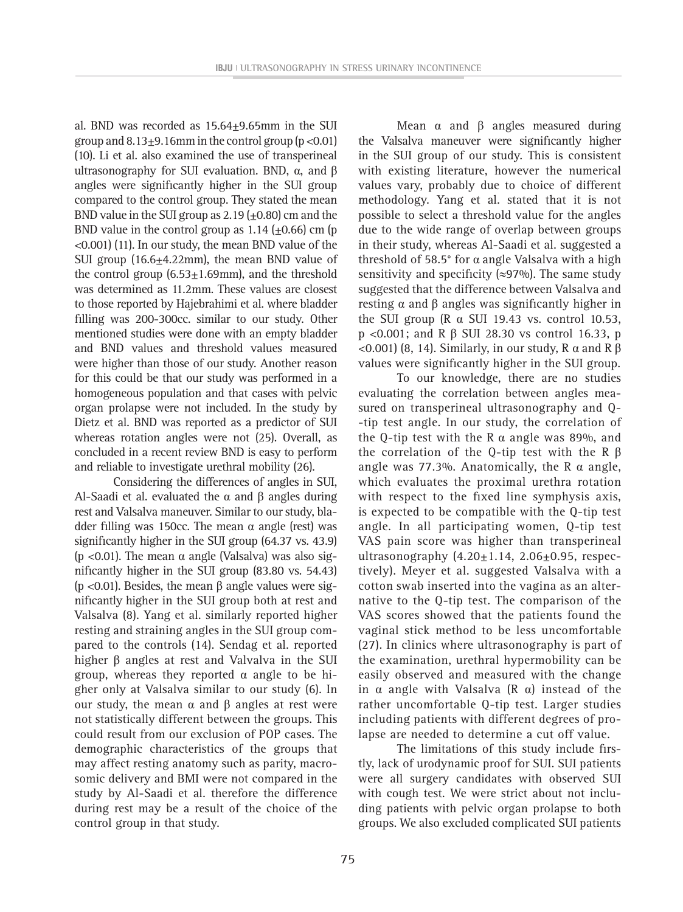al. BND was recorded as 15.64±9.65mm in the SUI group and 8.13±9.16mm in the control group ($p < 0.01$) (10). Li et al. also examined the use of transperineal ultrasonography for SUI evaluation. BND, α, and β angles were significantly higher in the SUI group compared to the control group. They stated the mean BND value in the SUI group as 2.19 (±0.80) cm and the BND value in the control group as 1.14 (±0.66) cm ($p < 0.001$) (11). In our study, the mean BND value of the SUI group (16.6±4.22mm), the mean BND value of the control group (6.53±1.69mm), and the threshold was determined as 11.2mm. These values are closest to those reported by Hajebrahimi et al. where bladder filling was 200-300cc. similar to our study. Other mentioned studies were done with an empty bladder and BND values and threshold values measured were higher than those of our study. Another reason for this could be that our study was performed in a homogeneous population and that cases with pelvic organ prolapse were not included. In the study by Dietz et al. BND was reported as a predictor of SUI whereas rotation angles were not (25). Overall, as concluded in a recent review BND is easy to perform and reliable to investigate urethral mobility (26).

Considering the differences of angles in SUI, Al-Saadi et al. evaluated the α and β angles during rest and Valsalva maneuver. Similar to our study, bladder filling was 150cc. The mean α angle (rest) was significantly higher in the SUI group (64.37 vs. 43.9) ($p < 0.01$). The mean α angle (Valsalva) was also significantly higher in the SUI group (83.80 vs. 54.43) ($p < 0.01$). Besides, the mean β angle values were significantly higher in the SUI group both at rest and Valsalva (8). Yang et al. similarly reported higher resting and straining angles in the SUI group compared to the controls (14). Sendag et al. reported higher β angles at rest and Valvalva in the SUI group, whereas they reported α angle to be higher only at Valsalva similar to our study (6). In our study, the mean α and β angles at rest were not statistically different between the groups. This could result from our exclusion of POP cases. The demographic characteristics of the groups that may affect resting anatomy such as parity, macrosomic delivery and BMI were not compared in the study by Al-Saadi et al. therefore the difference during rest may be a result of the choice of the control group in that study.

Mean α and β angles measured during the Valsalva maneuver were significantly higher in the SUI group of our study. This is consistent with existing literature, however the numerical values vary, probably due to choice of different methodology. Yang et al. stated that it is not possible to select a threshold value for the angles due to the wide range of overlap between groups in their study, whereas Al-Saadi et al. suggested a threshold of 58.5° for α angle Valsalva with a high sensitivity and specificity (≈97%). The same study suggested that the difference between Valsalva and resting α and β angles was significantly higher in the SUI group (R α SUI 19.43 vs. control 10.53, $p < 0.001$; and R β SUI 28.30 vs control 16.33, $p < 0.001$) (8, 14). Similarly, in our study, R α and R β values were significantly higher in the SUI group.

To our knowledge, there are no studies evaluating the correlation between angles measured on transperineal ultrasonography and Q-tip test angle. In our study, the correlation of the Q-tip test with the R α angle was 89%, and the correlation of the Q-tip test with the R β angle was 77.3%. Anatomically, the R α angle, which evaluates the proximal urethra rotation with respect to the fixed line symphysis axis, is expected to be compatible with the Q-tip test angle. In all participating women, Q-tip test VAS pain score was higher than transperineal ultrasonography (4.20±1.14, 2.06±0.95, respectively). Meyer et al. suggested Valsalva with a cotton swab inserted into the vagina as an alternative to the Q-tip test. The comparison of the VAS scores showed that the patients found the vaginal stick method to be less uncomfortable (27). In clinics where ultrasonography is part of the examination, urethral hypermobility can be easily observed and measured with the change in α angle with Valsalva (R α) instead of the rather uncomfortable Q-tip test. Larger studies including patients with different degrees of prolapse are needed to determine a cut off value.

The limitations of this study include firstly, lack of urodynamic proof for SUI. SUI patients were all surgery candidates with observed SUI with cough test. We were strict about not including patients with pelvic organ prolapse to both groups. We also excluded complicated SUI patients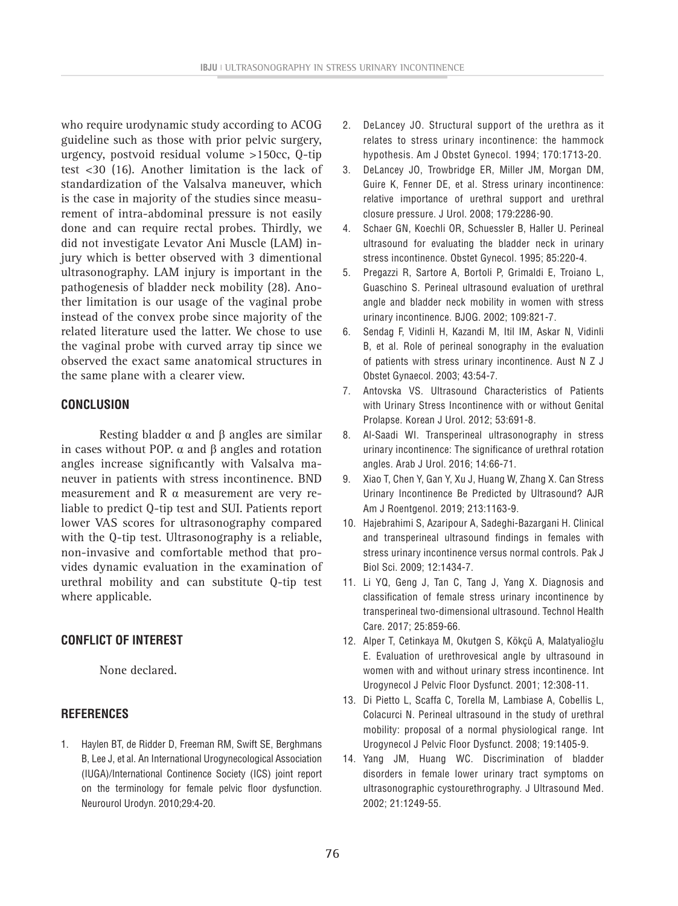who require urodynamic study according to ACOG guideline such as those with prior pelvic surgery, urgency, postvoid residual volume >150cc, Q-tip test <30 (16). Another limitation is the lack of standardization of the Valsalva maneuver, which is the case in majority of the studies since measurement of intra-abdominal pressure is not easily done and can require rectal probes. Thirdly, we did not investigate Levator Ani Muscle (LAM) injury which is better observed with 3 dimentional ultrasonography. LAM injury is important in the pathogenesis of bladder neck mobility (28). Another limitation is our usage of the vaginal probe instead of the convex probe since majority of the related literature used the latter. We chose to use the vaginal probe with curved array tip since we observed the exact same anatomical structures in the same plane with a clearer view.

## CONCLUSION

Resting bladder α and β angles are similar in cases without POP. α and β angles and rotation angles increase significantly with Valsalva maneuver in patients with stress incontinence. BND measurement and R α measurement are very reliable to predict Q-tip test and SUI. Patients report lower VAS scores for ultrasonography compared with the Q-tip test. Ultrasonography is a reliable, non-invasive and comfortable method that provides dynamic evaluation in the examination of urethral mobility and can substitute Q-tip test where applicable.

## CONFLICT OF INTEREST

None declared.

## REFERENCES

1. Haylen BT, de Ridder D, Freeman RM, Swift SE, Berghmans B, Lee J, et al. An International Urogynecological Association (IUGA)/International Continence Society (ICS) joint report on the terminology for female pelvic floor dysfunction. Neurourol Urodyn. 2010;29:4-20.
2. DeLancey JO. Structural support of the urethra as it relates to stress urinary incontinence: the hammock hypothesis. Am J Obstet Gynecol. 1994; 170:1713-20.
3. DeLancey JO, Trowbridge ER, Miller JM, Morgan DM, Guire K, Fenner DE, et al. Stress urinary incontinence: relative importance of urethral support and urethral closure pressure. J Urol. 2008; 179:2286-90.
4. Schaer GN, Koechli OR, Schuessler B, Haller U. Perineal ultrasound for evaluating the bladder neck in urinary stress incontinence. Obstet Gynecol. 1995; 85:220-4.
5. Pregazzi R, Sartore A, Bortoli P, Grimaldi E, Troiano L, Guaschino S. Perineal ultrasound evaluation of urethral angle and bladder neck mobility in women with stress urinary incontinence. BJOG. 2002; 109:821-7.
6. Sendag F, Vidinli H, Kazandi M, Itil IM, Askar N, Vidinli B, et al. Role of perineal sonography in the evaluation of patients with stress urinary incontinence. Aust N Z J Obstet Gynaecol. 2003; 43:54-7.
7. Antovska VS. Ultrasound Characteristics of Patients with Urinary Stress Incontinence with or without Genital Prolapse. Korean J Urol. 2012; 53:691-8.
8. Al-Saadi WI. Transperineal ultrasonography in stress urinary incontinence: The significance of urethral rotation angles. Arab J Urol. 2016; 14:66-71.
9. Xiao T, Chen Y, Gan Y, Xu J, Huang W, Zhang X. Can Stress Urinary Incontinence Be Predicted by Ultrasound? AJR Am J Roentgenol. 2019; 213:1163-9.
10. Hajebrahimi S, Azaripour A, Sadeghi-Bazargani H. Clinical and transperineal ultrasound findings in females with stress urinary incontinence versus normal controls. Pak J Biol Sci. 2009; 12:1434-7.
11. Li YQ, Geng J, Tan C, Tang J, Yang X. Diagnosis and classification of female stress urinary incontinence by transperineal two-dimensional ultrasound. Technol Health Care. 2017; 25:859-66.
12. Alper T, Cetinkaya M, Okutgen S, Kökçü A, Malatyalioğlu E. Evaluation of urethrovesical angle by ultrasound in women with and without urinary stress incontinence. Int Urogynecol J Pelvic Floor Dysfunct. 2001; 12:308-11.
13. Di Pietto L, Scaffa C, Torella M, Lambiase A, Cobellis L, Colacurci N. Perineal ultrasound in the study of urethral mobility: proposal of a normal physiological range. Int Urogynecol J Pelvic Floor Dysfunct. 2008; 19:1405-9.
14. Yang JM, Huang WC. Discrimination of bladder disorders in female lower urinary tract symptoms on ultrasonographic cystourethrography. J Ultrasound Med. 2002; 21:1249-55.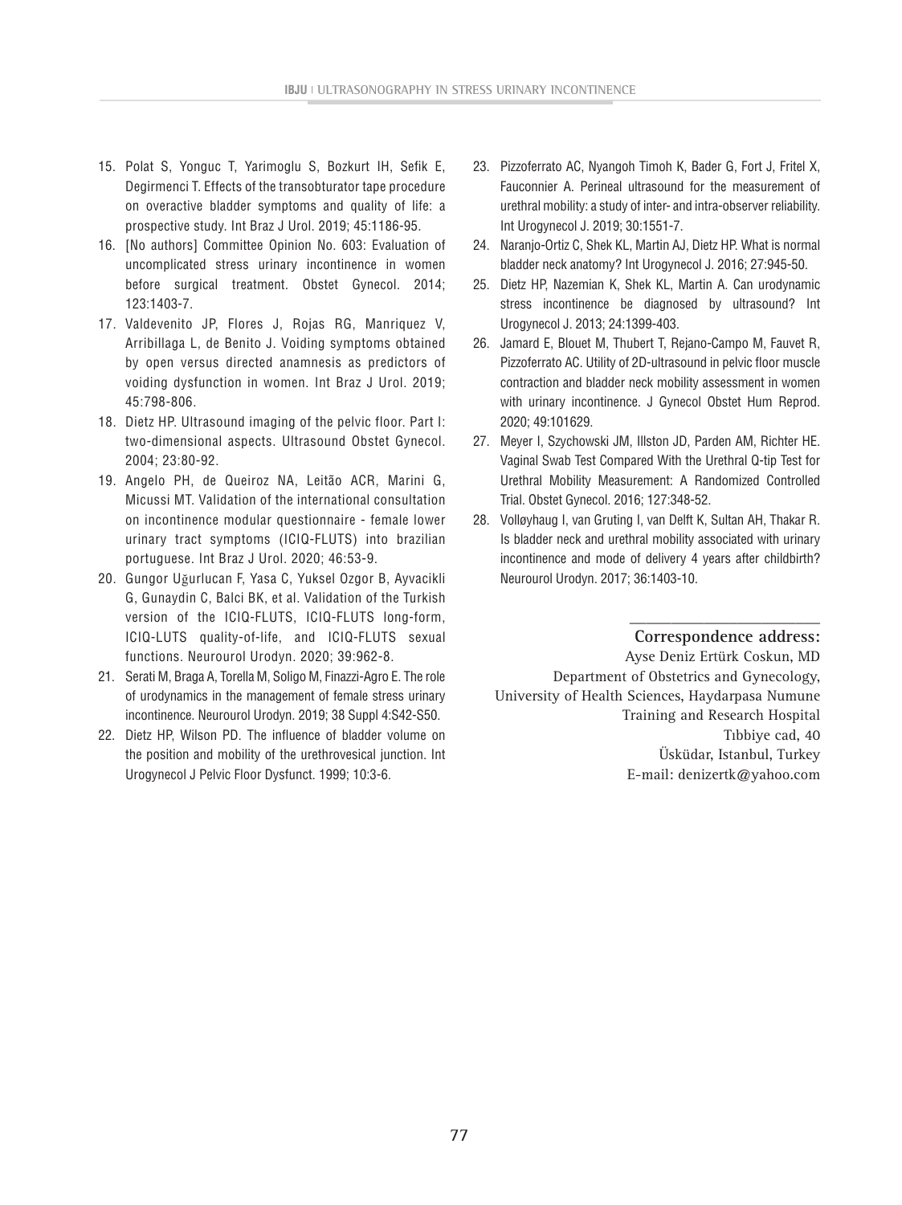15. Polat S, Yonguc T, Yarimoglu S, Bozkurt IH, Sefik E, Degirmenci T. Effects of the transobturator tape procedure on overactive bladder symptoms and quality of life: a prospective study. Int Braz J Urol. 2019; 45:1186-95.
16. [No authors] Committee Opinion No. 603: Evaluation of uncomplicated stress urinary incontinence in women before surgical treatment. Obstet Gynecol. 2014; 123:1403-7.
17. Valdevenito JP, Flores J, Rojas RG, Manriquez V, Arribillaga L, de Benito J. Voiding symptoms obtained by open versus directed anamnesis as predictors of voiding dysfunction in women. Int Braz J Urol. 2019; 45:798-806.
18. Dietz HP. Ultrasound imaging of the pelvic floor. Part I: two-dimensional aspects. Ultrasound Obstet Gynecol. 2004; 23:80-92.
19. Angelo PH, de Queiroz NA, Leitão ACR, Marini G, Micussi MT. Validation of the international consultation on incontinence modular questionnaire - female lower urinary tract symptoms (ICIQ-FLUTS) into brazilian portuguese. Int Braz J Urol. 2020; 46:53-9.
20. Gungor Uğurlucan F, Yasa C, Yuksel Ozgor B, Ayvacikli G, Gunaydin C, Balci BK, et al. Validation of the Turkish version of the ICIQ-FLUTS, ICIQ-FLUTS long-form, ICIQ-LUTS quality-of-life, and ICIQ-FLUTS sexual functions. Neurourol Urodyn. 2020; 39:962-8.
21. Serati M, Braga A, Torella M, Soligo M, Finazzi-Agro E. The role of urodynamics in the management of female stress urinary incontinence. Neurourol Urodyn. 2019; 38 Suppl 4:S42-S50.
22. Dietz HP, Wilson PD. The influence of bladder volume on the position and mobility of the urethrovesical junction. Int Urogynecol J Pelvic Floor Dysfunct. 1999; 10:3-6.
23. Pizzoferrato AC, Nyangoh Timoh K, Bader G, Fort J, Fritel X, Fauconnier A. Perineal ultrasound for the measurement of urethral mobility: a study of inter- and intra-observer reliability. Int Urogynecol J. 2019; 30:1551-7.
24. Naranjo-Ortiz C, Shek KL, Martin AJ, Dietz HP. What is normal bladder neck anatomy? Int Urogynecol J. 2016; 27:945-50.
25. Dietz HP, Nazemian K, Shek KL, Martin A. Can urodynamic stress incontinence be diagnosed by ultrasound? Int Urogynecol J. 2013; 24:1399-403.
26. Jamard E, Blouet M, Thubert T, Rejano-Campo M, Fauvet R, Pizzoferrato AC. Utility of 2D-ultrasound in pelvic floor muscle contraction and bladder neck mobility assessment in women with urinary incontinence. J Gynecol Obstet Hum Reprod. 2020; 49:101629.
27. Meyer I, Szychowski JM, Illston JD, Parden AM, Richter HE. Vaginal Swab Test Compared With the Urethral Q-tip Test for Urethral Mobility Measurement: A Randomized Controlled Trial. Obstet Gynecol. 2016; 127:348-52.
28. Volløyhaug I, van Gruting I, van Delft K, Sultan AH, Thakar R. Is bladder neck and urethral mobility associated with urinary incontinence and mode of delivery 4 years after childbirth? Neurourol Urodyn. 2017; 36:1403-10.

**Correspondence address:**
Ayse Deniz Ertürk Coskun, MD
Department of Obstetrics and Gynecology,
University of Health Sciences, Haydarpasa Numune
Training and Research Hospital
Tıbbiye cad, 40
Üsküdar, Istanbul, Turkey
E-mail: denizertk@yahoo.com